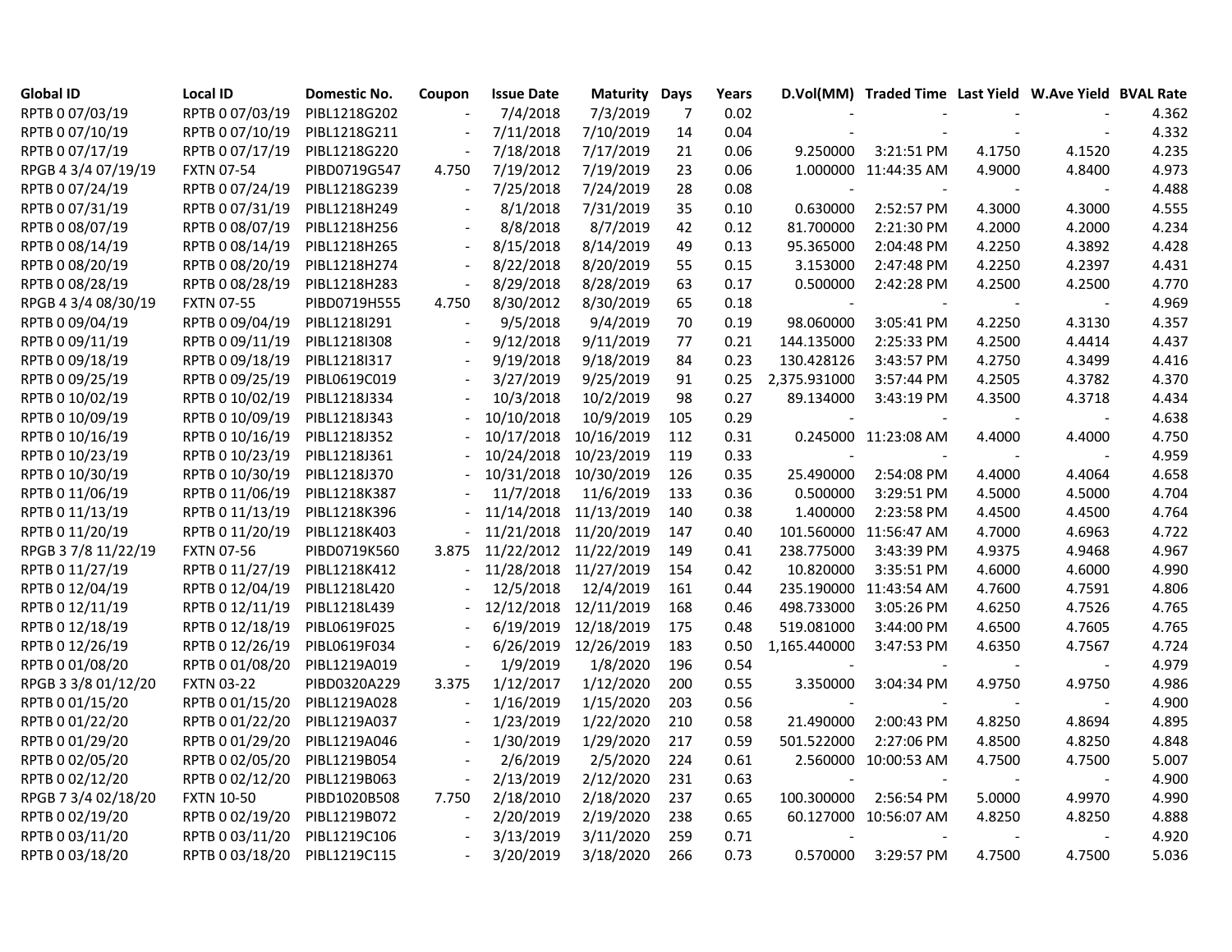| Global ID | Local ID | Domestic No. | Coupon | Issue Date | Maturity | Days | Years | D.Vol(MM) | Traded Time | Last Yield | W.Ave Yield | BVAL Rate |
|---|---|---|---|---|---|---|---|---|---|---|---|---|
| RPTB 0 07/03/19 | RPTB 0 07/03/19 | PIBL1218G202 | - | 7/4/2018 | 7/3/2019 | 7 | 0.02 | - | - | - | - | 4.362 |
| RPTB 0 07/10/19 | RPTB 0 07/10/19 | PIBL1218G211 | - | 7/11/2018 | 7/10/2019 | 14 | 0.04 | - | - | - | - | 4.332 |
| RPTB 0 07/17/19 | RPTB 0 07/17/19 | PIBL1218G220 | - | 7/18/2018 | 7/17/2019 | 21 | 0.06 | 9.250000 | 3:21:51 PM | 4.1750 | 4.1520 | 4.235 |
| RPGB 4 3/4 07/19/19 | FXTN 07-54 | PIBD0719G547 | 4.750 | 7/19/2012 | 7/19/2019 | 23 | 0.06 | 1.000000 | 11:44:35 AM | 4.9000 | 4.8400 | 4.973 |
| RPTB 0 07/24/19 | RPTB 0 07/24/19 | PIBL1218G239 | - | 7/25/2018 | 7/24/2019 | 28 | 0.08 | - | - | - | - | 4.488 |
| RPTB 0 07/31/19 | RPTB 0 07/31/19 | PIBL1218H249 | - | 8/1/2018 | 7/31/2019 | 35 | 0.10 | 0.630000 | 2:52:57 PM | 4.3000 | 4.3000 | 4.555 |
| RPTB 0 08/07/19 | RPTB 0 08/07/19 | PIBL1218H256 | - | 8/8/2018 | 8/7/2019 | 42 | 0.12 | 81.700000 | 2:21:30 PM | 4.2000 | 4.2000 | 4.234 |
| RPTB 0 08/14/19 | RPTB 0 08/14/19 | PIBL1218H265 | - | 8/15/2018 | 8/14/2019 | 49 | 0.13 | 95.365000 | 2:04:48 PM | 4.2250 | 4.3892 | 4.428 |
| RPTB 0 08/20/19 | RPTB 0 08/20/19 | PIBL1218H274 | - | 8/22/2018 | 8/20/2019 | 55 | 0.15 | 3.153000 | 2:47:48 PM | 4.2250 | 4.2397 | 4.431 |
| RPTB 0 08/28/19 | RPTB 0 08/28/19 | PIBL1218H283 | - | 8/29/2018 | 8/28/2019 | 63 | 0.17 | 0.500000 | 2:42:28 PM | 4.2500 | 4.2500 | 4.770 |
| RPGB 4 3/4 08/30/19 | FXTN 07-55 | PIBD0719H555 | 4.750 | 8/30/2012 | 8/30/2019 | 65 | 0.18 | - | - | - | - | 4.969 |
| RPTB 0 09/04/19 | RPTB 0 09/04/19 | PIBL1218I291 | - | 9/5/2018 | 9/4/2019 | 70 | 0.19 | 98.060000 | 3:05:41 PM | 4.2250 | 4.3130 | 4.357 |
| RPTB 0 09/11/19 | RPTB 0 09/11/19 | PIBL1218I308 | - | 9/12/2018 | 9/11/2019 | 77 | 0.21 | 144.135000 | 2:25:33 PM | 4.2500 | 4.4414 | 4.437 |
| RPTB 0 09/18/19 | RPTB 0 09/18/19 | PIBL1218I317 | - | 9/19/2018 | 9/18/2019 | 84 | 0.23 | 130.428126 | 3:43:57 PM | 4.2750 | 4.3499 | 4.416 |
| RPTB 0 09/25/19 | RPTB 0 09/25/19 | PIBL0619C019 | - | 3/27/2019 | 9/25/2019 | 91 | 0.25 | 2,375.931000 | 3:57:44 PM | 4.2505 | 4.3782 | 4.370 |
| RPTB 0 10/02/19 | RPTB 0 10/02/19 | PIBL1218J334 | - | 10/3/2018 | 10/2/2019 | 98 | 0.27 | 89.134000 | 3:43:19 PM | 4.3500 | 4.3718 | 4.434 |
| RPTB 0 10/09/19 | RPTB 0 10/09/19 | PIBL1218J343 | - | 10/10/2018 | 10/9/2019 | 105 | 0.29 | - | - | - | - | 4.638 |
| RPTB 0 10/16/19 | RPTB 0 10/16/19 | PIBL1218J352 | - | 10/17/2018 | 10/16/2019 | 112 | 0.31 | 0.245000 | 11:23:08 AM | 4.4000 | 4.4000 | 4.750 |
| RPTB 0 10/23/19 | RPTB 0 10/23/19 | PIBL1218J361 | - | 10/24/2018 | 10/23/2019 | 119 | 0.33 | - | - | - | - | 4.959 |
| RPTB 0 10/30/19 | RPTB 0 10/30/19 | PIBL1218J370 | - | 10/31/2018 | 10/30/2019 | 126 | 0.35 | 25.490000 | 2:54:08 PM | 4.4000 | 4.4064 | 4.658 |
| RPTB 0 11/06/19 | RPTB 0 11/06/19 | PIBL1218K387 | - | 11/7/2018 | 11/6/2019 | 133 | 0.36 | 0.500000 | 3:29:51 PM | 4.5000 | 4.5000 | 4.704 |
| RPTB 0 11/13/19 | RPTB 0 11/13/19 | PIBL1218K396 | - | 11/14/2018 | 11/13/2019 | 140 | 0.38 | 1.400000 | 2:23:58 PM | 4.4500 | 4.4500 | 4.764 |
| RPTB 0 11/20/19 | RPTB 0 11/20/19 | PIBL1218K403 | - | 11/21/2018 | 11/20/2019 | 147 | 0.40 | 101.560000 | 11:56:47 AM | 4.7000 | 4.6963 | 4.722 |
| RPGB 3 7/8 11/22/19 | FXTN 07-56 | PIBD0719K560 | 3.875 | 11/22/2012 | 11/22/2019 | 149 | 0.41 | 238.775000 | 3:43:39 PM | 4.9375 | 4.9468 | 4.967 |
| RPTB 0 11/27/19 | RPTB 0 11/27/19 | PIBL1218K412 | - | 11/28/2018 | 11/27/2019 | 154 | 0.42 | 10.820000 | 3:35:51 PM | 4.6000 | 4.6000 | 4.990 |
| RPTB 0 12/04/19 | RPTB 0 12/04/19 | PIBL1218L420 | - | 12/5/2018 | 12/4/2019 | 161 | 0.44 | 235.190000 | 11:43:54 AM | 4.7600 | 4.7591 | 4.806 |
| RPTB 0 12/11/19 | RPTB 0 12/11/19 | PIBL1218L439 | - | 12/12/2018 | 12/11/2019 | 168 | 0.46 | 498.733000 | 3:05:26 PM | 4.6250 | 4.7526 | 4.765 |
| RPTB 0 12/18/19 | RPTB 0 12/18/19 | PIBL0619F025 | - | 6/19/2019 | 12/18/2019 | 175 | 0.48 | 519.081000 | 3:44:00 PM | 4.6500 | 4.7605 | 4.765 |
| RPTB 0 12/26/19 | RPTB 0 12/26/19 | PIBL0619F034 | - | 6/26/2019 | 12/26/2019 | 183 | 0.50 | 1,165.440000 | 3:47:53 PM | 4.6350 | 4.7567 | 4.724 |
| RPTB 0 01/08/20 | RPTB 0 01/08/20 | PIBL1219A019 | - | 1/9/2019 | 1/8/2020 | 196 | 0.54 | - | - | - | - | 4.979 |
| RPGB 3 3/8 01/12/20 | FXTN 03-22 | PIBD0320A229 | 3.375 | 1/12/2017 | 1/12/2020 | 200 | 0.55 | 3.350000 | 3:04:34 PM | 4.9750 | 4.9750 | 4.986 |
| RPTB 0 01/15/20 | RPTB 0 01/15/20 | PIBL1219A028 | - | 1/16/2019 | 1/15/2020 | 203 | 0.56 | - | - | - | - | 4.900 |
| RPTB 0 01/22/20 | RPTB 0 01/22/20 | PIBL1219A037 | - | 1/23/2019 | 1/22/2020 | 210 | 0.58 | 21.490000 | 2:00:43 PM | 4.8250 | 4.8694 | 4.895 |
| RPTB 0 01/29/20 | RPTB 0 01/29/20 | PIBL1219A046 | - | 1/30/2019 | 1/29/2020 | 217 | 0.59 | 501.522000 | 2:27:06 PM | 4.8500 | 4.8250 | 4.848 |
| RPTB 0 02/05/20 | RPTB 0 02/05/20 | PIBL1219B054 | - | 2/6/2019 | 2/5/2020 | 224 | 0.61 | 2.560000 | 10:00:53 AM | 4.7500 | 4.7500 | 5.007 |
| RPTB 0 02/12/20 | RPTB 0 02/12/20 | PIBL1219B063 | - | 2/13/2019 | 2/12/2020 | 231 | 0.63 | - | - | - | - | 4.900 |
| RPGB 7 3/4 02/18/20 | FXTN 10-50 | PIBD1020B508 | 7.750 | 2/18/2010 | 2/18/2020 | 237 | 0.65 | 100.300000 | 2:56:54 PM | 5.0000 | 4.9970 | 4.990 |
| RPTB 0 02/19/20 | RPTB 0 02/19/20 | PIBL1219B072 | - | 2/20/2019 | 2/19/2020 | 238 | 0.65 | 60.127000 | 10:56:07 AM | 4.8250 | 4.8250 | 4.888 |
| RPTB 0 03/11/20 | RPTB 0 03/11/20 | PIBL1219C106 | - | 3/13/2019 | 3/11/2020 | 259 | 0.71 | - | - | - | - | 4.920 |
| RPTB 0 03/18/20 | RPTB 0 03/18/20 | PIBL1219C115 | - | 3/20/2019 | 3/18/2020 | 266 | 0.73 | 0.570000 | 3:29:57 PM | 4.7500 | 4.7500 | 5.036 |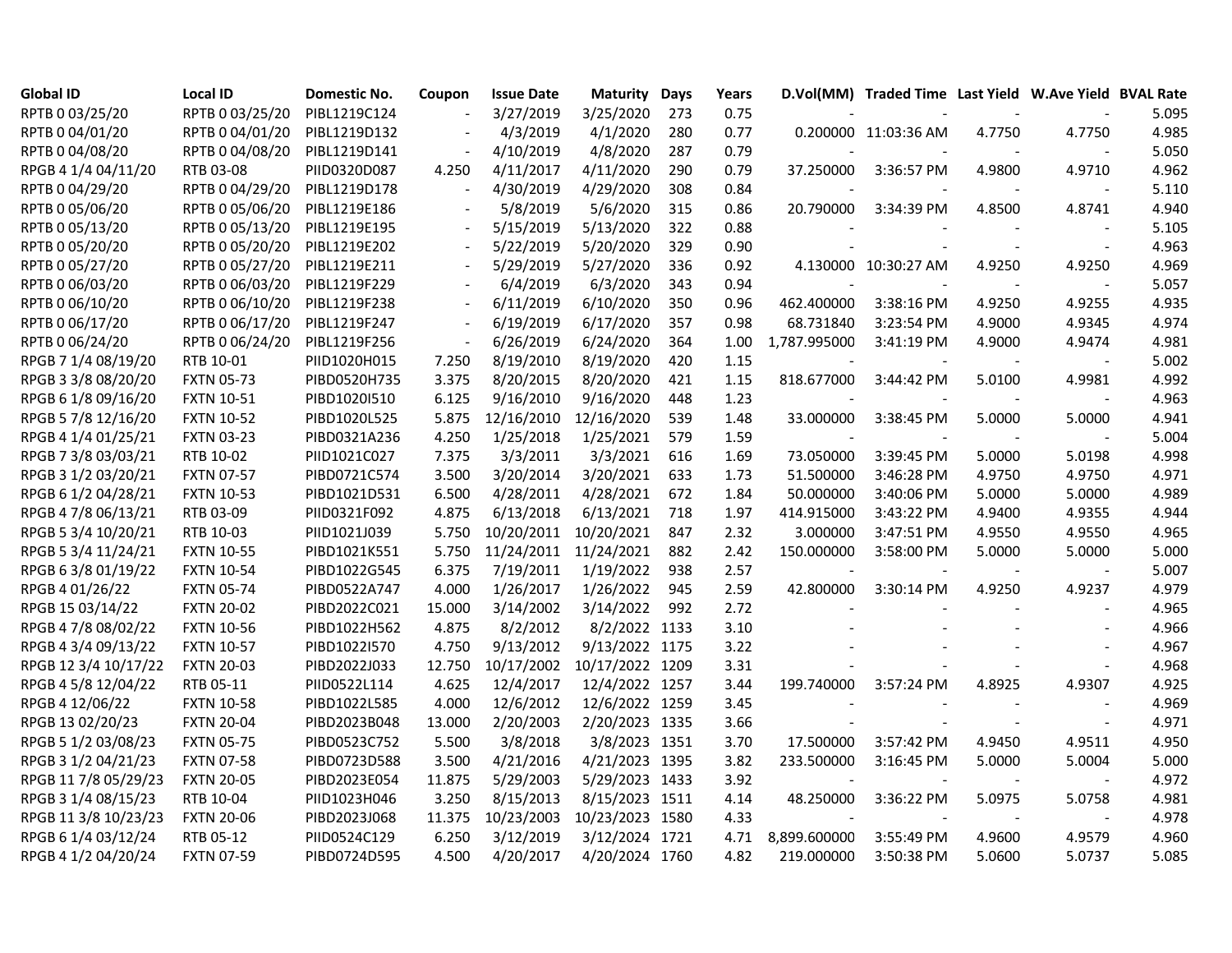| Global ID | Local ID | Domestic No. | Coupon | Issue Date | Maturity | Days | Years | D.Vol(MM) | Traded Time | Last Yield | W.Ave Yield | BVAL Rate |
|---|---|---|---|---|---|---|---|---|---|---|---|---|
| RPTB 0 03/25/20 | RPTB 0 03/25/20 | PIBL1219C124 | - | 3/27/2019 | 3/25/2020 | 273 | 0.75 | - | - | - | - | 5.095 |
| RPTB 0 04/01/20 | RPTB 0 04/01/20 | PIBL1219D132 | - | 4/3/2019 | 4/1/2020 | 280 | 0.77 | 0.200000 | 11:03:36 AM | 4.7750 | 4.7750 | 4.985 |
| RPTB 0 04/08/20 | RPTB 0 04/08/20 | PIBL1219D141 | - | 4/10/2019 | 4/8/2020 | 287 | 0.79 | - | - | - | - | 5.050 |
| RPGB 4 1/4 04/11/20 | RTB 03-08 | PIID0320D087 | 4.250 | 4/11/2017 | 4/11/2020 | 290 | 0.79 | 37.250000 | 3:36:57 PM | 4.9800 | 4.9710 | 4.962 |
| RPTB 0 04/29/20 | RPTB 0 04/29/20 | PIBL1219D178 | - | 4/30/2019 | 4/29/2020 | 308 | 0.84 | - | - | - | - | 5.110 |
| RPTB 0 05/06/20 | RPTB 0 05/06/20 | PIBL1219E186 | - | 5/8/2019 | 5/6/2020 | 315 | 0.86 | 20.790000 | 3:34:39 PM | 4.8500 | 4.8741 | 4.940 |
| RPTB 0 05/13/20 | RPTB 0 05/13/20 | PIBL1219E195 | - | 5/15/2019 | 5/13/2020 | 322 | 0.88 | - | - | - | - | 5.105 |
| RPTB 0 05/20/20 | RPTB 0 05/20/20 | PIBL1219E202 | - | 5/22/2019 | 5/20/2020 | 329 | 0.90 | - | - | - | - | 4.963 |
| RPTB 0 05/27/20 | RPTB 0 05/27/20 | PIBL1219E211 | - | 5/29/2019 | 5/27/2020 | 336 | 0.92 | 4.130000 | 10:30:27 AM | 4.9250 | 4.9250 | 4.969 |
| RPTB 0 06/03/20 | RPTB 0 06/03/20 | PIBL1219F229 | - | 6/4/2019 | 6/3/2020 | 343 | 0.94 | - | - | - | - | 5.057 |
| RPTB 0 06/10/20 | RPTB 0 06/10/20 | PIBL1219F238 | - | 6/11/2019 | 6/10/2020 | 350 | 0.96 | 462.400000 | 3:38:16 PM | 4.9250 | 4.9255 | 4.935 |
| RPTB 0 06/17/20 | RPTB 0 06/17/20 | PIBL1219F247 | - | 6/19/2019 | 6/17/2020 | 357 | 0.98 | 68.731840 | 3:23:54 PM | 4.9000 | 4.9345 | 4.974 |
| RPTB 0 06/24/20 | RPTB 0 06/24/20 | PIBL1219F256 | - | 6/26/2019 | 6/24/2020 | 364 | 1.00 | 1,787.995000 | 3:41:19 PM | 4.9000 | 4.9474 | 4.981 |
| RPGB 7 1/4 08/19/20 | RTB 10-01 | PIID1020H015 | 7.250 | 8/19/2010 | 8/19/2020 | 420 | 1.15 | - | - | - | - | 5.002 |
| RPGB 3 3/8 08/20/20 | FXTN 05-73 | PIBD0520H735 | 3.375 | 8/20/2015 | 8/20/2020 | 421 | 1.15 | 818.677000 | 3:44:42 PM | 5.0100 | 4.9981 | 4.992 |
| RPGB 6 1/8 09/16/20 | FXTN 10-51 | PIBD1020I510 | 6.125 | 9/16/2010 | 9/16/2020 | 448 | 1.23 | - | - | - | - | 4.963 |
| RPGB 5 7/8 12/16/20 | FXTN 10-52 | PIBD1020L525 | 5.875 | 12/16/2010 | 12/16/2020 | 539 | 1.48 | 33.000000 | 3:38:45 PM | 5.0000 | 5.0000 | 4.941 |
| RPGB 4 1/4 01/25/21 | FXTN 03-23 | PIBD0321A236 | 4.250 | 1/25/2018 | 1/25/2021 | 579 | 1.59 | - | - | - | - | 5.004 |
| RPGB 7 3/8 03/03/21 | RTB 10-02 | PIID1021C027 | 7.375 | 3/3/2011 | 3/3/2021 | 616 | 1.69 | 73.050000 | 3:39:45 PM | 5.0000 | 5.0198 | 4.998 |
| RPGB 3 1/2 03/20/21 | FXTN 07-57 | PIBD0721C574 | 3.500 | 3/20/2014 | 3/20/2021 | 633 | 1.73 | 51.500000 | 3:46:28 PM | 4.9750 | 4.9750 | 4.971 |
| RPGB 6 1/2 04/28/21 | FXTN 10-53 | PIBD1021D531 | 6.500 | 4/28/2011 | 4/28/2021 | 672 | 1.84 | 50.000000 | 3:40:06 PM | 5.0000 | 5.0000 | 4.989 |
| RPGB 4 7/8 06/13/21 | RTB 03-09 | PIID0321F092 | 4.875 | 6/13/2018 | 6/13/2021 | 718 | 1.97 | 414.915000 | 3:43:22 PM | 4.9400 | 4.9355 | 4.944 |
| RPGB 5 3/4 10/20/21 | RTB 10-03 | PIID1021J039 | 5.750 | 10/20/2011 | 10/20/2021 | 847 | 2.32 | 3.000000 | 3:47:51 PM | 4.9550 | 4.9550 | 4.965 |
| RPGB 5 3/4 11/24/21 | FXTN 10-55 | PIBD1021K551 | 5.750 | 11/24/2011 | 11/24/2021 | 882 | 2.42 | 150.000000 | 3:58:00 PM | 5.0000 | 5.0000 | 5.000 |
| RPGB 6 3/8 01/19/22 | FXTN 10-54 | PIBD1022G545 | 6.375 | 7/19/2011 | 1/19/2022 | 938 | 2.57 | - | - | - | - | 5.007 |
| RPGB 4 01/26/22 | FXTN 05-74 | PIBD0522A747 | 4.000 | 1/26/2017 | 1/26/2022 | 945 | 2.59 | 42.800000 | 3:30:14 PM | 4.9250 | 4.9237 | 4.979 |
| RPGB 15 03/14/22 | FXTN 20-02 | PIBD2022C021 | 15.000 | 3/14/2002 | 3/14/2022 | 992 | 2.72 | - | - | - | - | 4.965 |
| RPGB 4 7/8 08/02/22 | FXTN 10-56 | PIBD1022H562 | 4.875 | 8/2/2012 | 8/2/2022 | 1133 | 3.10 | - | - | - | - | 4.966 |
| RPGB 4 3/4 09/13/22 | FXTN 10-57 | PIBD1022I570 | 4.750 | 9/13/2012 | 9/13/2022 | 1175 | 3.22 | - | - | - | - | 4.967 |
| RPGB 12 3/4 10/17/22 | FXTN 20-03 | PIBD2022J033 | 12.750 | 10/17/2002 | 10/17/2022 | 1209 | 3.31 | - | - | - | - | 4.968 |
| RPGB 4 5/8 12/04/22 | RTB 05-11 | PIID0522L114 | 4.625 | 12/4/2017 | 12/4/2022 | 1257 | 3.44 | 199.740000 | 3:57:24 PM | 4.8925 | 4.9307 | 4.925 |
| RPGB 4 12/06/22 | FXTN 10-58 | PIBD1022L585 | 4.000 | 12/6/2012 | 12/6/2022 | 1259 | 3.45 | - | - | - | - | 4.969 |
| RPGB 13 02/20/23 | FXTN 20-04 | PIBD2023B048 | 13.000 | 2/20/2003 | 2/20/2023 | 1335 | 3.66 | - | - | - | - | 4.971 |
| RPGB 5 1/2 03/08/23 | FXTN 05-75 | PIBD0523C752 | 5.500 | 3/8/2018 | 3/8/2023 | 1351 | 3.70 | 17.500000 | 3:57:42 PM | 4.9450 | 4.9511 | 4.950 |
| RPGB 3 1/2 04/21/23 | FXTN 07-58 | PIBD0723D588 | 3.500 | 4/21/2016 | 4/21/2023 | 1395 | 3.82 | 233.500000 | 3:16:45 PM | 5.0000 | 5.0004 | 5.000 |
| RPGB 11 7/8 05/29/23 | FXTN 20-05 | PIBD2023E054 | 11.875 | 5/29/2003 | 5/29/2023 | 1433 | 3.92 | - | - | - | - | 4.972 |
| RPGB 3 1/4 08/15/23 | RTB 10-04 | PIID1023H046 | 3.250 | 8/15/2013 | 8/15/2023 | 1511 | 4.14 | 48.250000 | 3:36:22 PM | 5.0975 | 5.0758 | 4.981 |
| RPGB 11 3/8 10/23/23 | FXTN 20-06 | PIBD2023J068 | 11.375 | 10/23/2003 | 10/23/2023 | 1580 | 4.33 | - | - | - | - | 4.978 |
| RPGB 6 1/4 03/12/24 | RTB 05-12 | PIID0524C129 | 6.250 | 3/12/2019 | 3/12/2024 | 1721 | 4.71 | 8,899.600000 | 3:55:49 PM | 4.9600 | 4.9579 | 4.960 |
| RPGB 4 1/2 04/20/24 | FXTN 07-59 | PIBD0724D595 | 4.500 | 4/20/2017 | 4/20/2024 | 1760 | 4.82 | 219.000000 | 3:50:38 PM | 5.0600 | 5.0737 | 5.085 |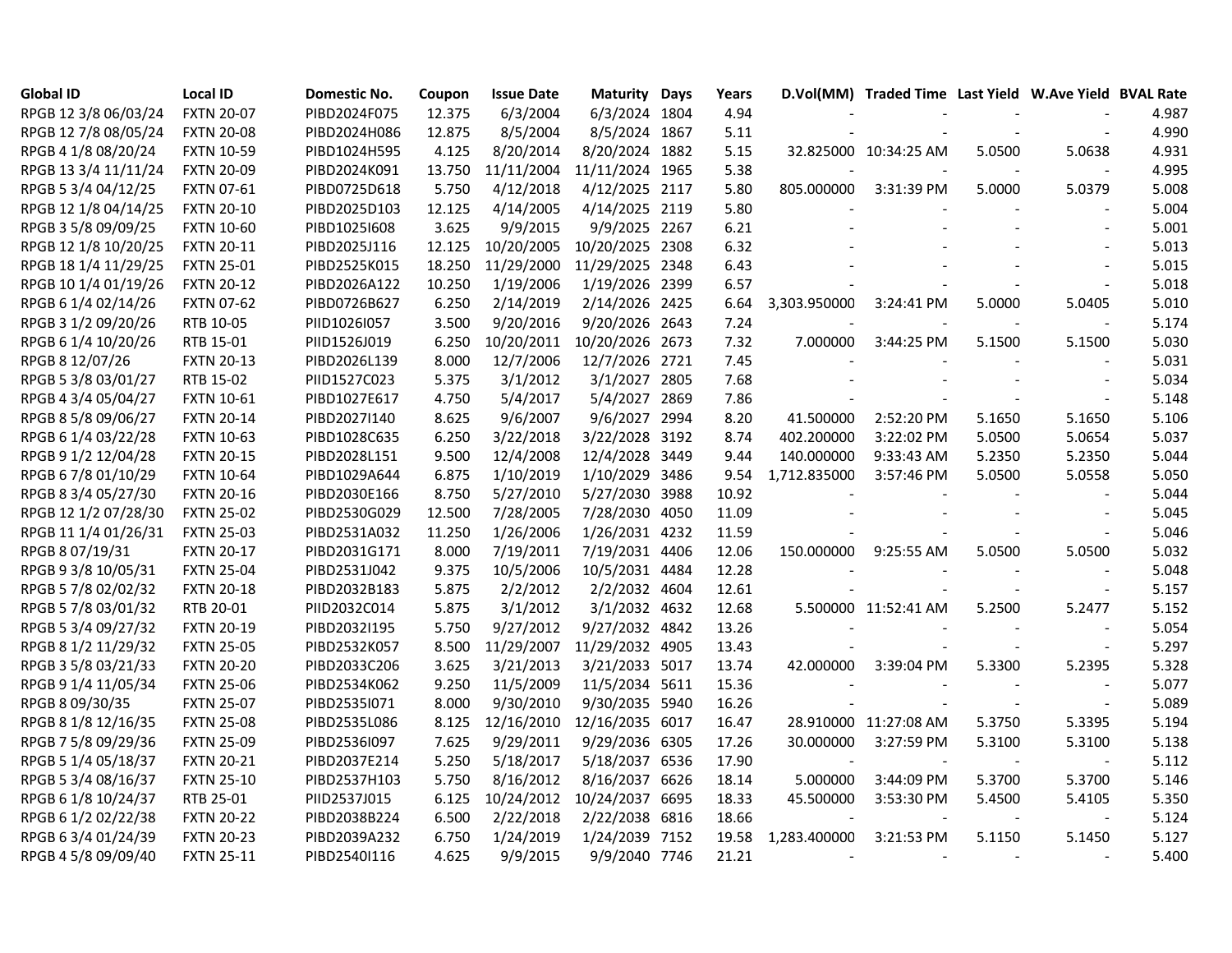| Global ID | Local ID | Domestic No. | Coupon | Issue Date | Maturity | Days | Years | D.Vol(MM) | Traded Time | Last Yield | W.Ave Yield | BVAL Rate |
|---|---|---|---|---|---|---|---|---|---|---|---|---|
| RPGB 12 3/8 06/03/24 | FXTN 20-07 | PIBD2024F075 | 12.375 | 6/3/2004 | 6/3/2024 | 1804 | 4.94 | - | - | - | - | 4.987 |
| RPGB 12 7/8 08/05/24 | FXTN 20-08 | PIBD2024H086 | 12.875 | 8/5/2004 | 8/5/2024 | 1867 | 5.11 | - | - | - | - | 4.990 |
| RPGB 4 1/8 08/20/24 | FXTN 10-59 | PIBD1024H595 | 4.125 | 8/20/2014 | 8/20/2024 | 1882 | 5.15 | 32.825000 | 10:34:25 AM | 5.0500 | 5.0638 | 4.931 |
| RPGB 13 3/4 11/11/24 | FXTN 20-09 | PIBD2024K091 | 13.750 | 11/11/2004 | 11/11/2024 | 1965 | 5.38 | - | - | - | - | 4.995 |
| RPGB 5 3/4 04/12/25 | FXTN 07-61 | PIBD0725D618 | 5.750 | 4/12/2018 | 4/12/2025 | 2117 | 5.80 | 805.000000 | 3:31:39 PM | 5.0000 | 5.0379 | 5.008 |
| RPGB 12 1/8 04/14/25 | FXTN 20-10 | PIBD2025D103 | 12.125 | 4/14/2005 | 4/14/2025 | 2119 | 5.80 | - | - | - | - | 5.004 |
| RPGB 3 5/8 09/09/25 | FXTN 10-60 | PIBD1025I608 | 3.625 | 9/9/2015 | 9/9/2025 | 2267 | 6.21 | - | - | - | - | 5.001 |
| RPGB 12 1/8 10/20/25 | FXTN 20-11 | PIBD2025J116 | 12.125 | 10/20/2005 | 10/20/2025 | 2308 | 6.32 | - | - | - | - | 5.013 |
| RPGB 18 1/4 11/29/25 | FXTN 25-01 | PIBD2525K015 | 18.250 | 11/29/2000 | 11/29/2025 | 2348 | 6.43 | - | - | - | - | 5.015 |
| RPGB 10 1/4 01/19/26 | FXTN 20-12 | PIBD2026A122 | 10.250 | 1/19/2006 | 1/19/2026 | 2399 | 6.57 | - | - | - | - | 5.018 |
| RPGB 6 1/4 02/14/26 | FXTN 07-62 | PIBD0726B627 | 6.250 | 2/14/2019 | 2/14/2026 | 2425 | 6.64 | 3,303.950000 | 3:24:41 PM | 5.0000 | 5.0405 | 5.010 |
| RPGB 3 1/2 09/20/26 | RTB 10-05 | PIID1026I057 | 3.500 | 9/20/2016 | 9/20/2026 | 2643 | 7.24 | - | - | - | - | 5.174 |
| RPGB 6 1/4 10/20/26 | RTB 15-01 | PIID1526J019 | 6.250 | 10/20/2011 | 10/20/2026 | 2673 | 7.32 | 7.000000 | 3:44:25 PM | 5.1500 | 5.1500 | 5.030 |
| RPGB 8 12/07/26 | FXTN 20-13 | PIBD2026L139 | 8.000 | 12/7/2006 | 12/7/2026 | 2721 | 7.45 | - | - | - | - | 5.031 |
| RPGB 5 3/8 03/01/27 | RTB 15-02 | PIID1527C023 | 5.375 | 3/1/2012 | 3/1/2027 | 2805 | 7.68 | - | - | - | - | 5.034 |
| RPGB 4 3/4 05/04/27 | FXTN 10-61 | PIBD1027E617 | 4.750 | 5/4/2017 | 5/4/2027 | 2869 | 7.86 | - | - | - | - | 5.148 |
| RPGB 8 5/8 09/06/27 | FXTN 20-14 | PIBD2027I140 | 8.625 | 9/6/2007 | 9/6/2027 | 2994 | 8.20 | 41.500000 | 2:52:20 PM | 5.1650 | 5.1650 | 5.106 |
| RPGB 6 1/4 03/22/28 | FXTN 10-63 | PIBD1028C635 | 6.250 | 3/22/2018 | 3/22/2028 | 3192 | 8.74 | 402.200000 | 3:22:02 PM | 5.0500 | 5.0654 | 5.037 |
| RPGB 9 1/2 12/04/28 | FXTN 20-15 | PIBD2028L151 | 9.500 | 12/4/2008 | 12/4/2028 | 3449 | 9.44 | 140.000000 | 9:33:43 AM | 5.2350 | 5.2350 | 5.044 |
| RPGB 6 7/8 01/10/29 | FXTN 10-64 | PIBD1029A644 | 6.875 | 1/10/2019 | 1/10/2029 | 3486 | 9.54 | 1,712.835000 | 3:57:46 PM | 5.0500 | 5.0558 | 5.050 |
| RPGB 8 3/4 05/27/30 | FXTN 20-16 | PIBD2030E166 | 8.750 | 5/27/2010 | 5/27/2030 | 3988 | 10.92 | - | - | - | - | 5.044 |
| RPGB 12 1/2 07/28/30 | FXTN 25-02 | PIBD2530G029 | 12.500 | 7/28/2005 | 7/28/2030 | 4050 | 11.09 | - | - | - | - | 5.045 |
| RPGB 11 1/4 01/26/31 | FXTN 25-03 | PIBD2531A032 | 11.250 | 1/26/2006 | 1/26/2031 | 4232 | 11.59 | - | - | - | - | 5.046 |
| RPGB 8 07/19/31 | FXTN 20-17 | PIBD2031G171 | 8.000 | 7/19/2011 | 7/19/2031 | 4406 | 12.06 | 150.000000 | 9:25:55 AM | 5.0500 | 5.0500 | 5.032 |
| RPGB 9 3/8 10/05/31 | FXTN 25-04 | PIBD2531J042 | 9.375 | 10/5/2006 | 10/5/2031 | 4484 | 12.28 | - | - | - | - | 5.048 |
| RPGB 5 7/8 02/02/32 | FXTN 20-18 | PIBD2032B183 | 5.875 | 2/2/2012 | 2/2/2032 | 4604 | 12.61 | - | - | - | - | 5.157 |
| RPGB 5 7/8 03/01/32 | RTB 20-01 | PIID2032C014 | 5.875 | 3/1/2012 | 3/1/2032 | 4632 | 12.68 | 5.500000 | 11:52:41 AM | 5.2500 | 5.2477 | 5.152 |
| RPGB 5 3/4 09/27/32 | FXTN 20-19 | PIBD2032I195 | 5.750 | 9/27/2012 | 9/27/2032 | 4842 | 13.26 | - | - | - | - | 5.054 |
| RPGB 8 1/2 11/29/32 | FXTN 25-05 | PIBD2532K057 | 8.500 | 11/29/2007 | 11/29/2032 | 4905 | 13.43 | - | - | - | - | 5.297 |
| RPGB 3 5/8 03/21/33 | FXTN 20-20 | PIBD2033C206 | 3.625 | 3/21/2013 | 3/21/2033 | 5017 | 13.74 | 42.000000 | 3:39:04 PM | 5.3300 | 5.2395 | 5.328 |
| RPGB 9 1/4 11/05/34 | FXTN 25-06 | PIBD2534K062 | 9.250 | 11/5/2009 | 11/5/2034 | 5611 | 15.36 | - | - | - | - | 5.077 |
| RPGB 8 09/30/35 | FXTN 25-07 | PIBD2535I071 | 8.000 | 9/30/2010 | 9/30/2035 | 5940 | 16.26 | - | - | - | - | 5.089 |
| RPGB 8 1/8 12/16/35 | FXTN 25-08 | PIBD2535L086 | 8.125 | 12/16/2010 | 12/16/2035 | 6017 | 16.47 | 28.910000 | 11:27:08 AM | 5.3750 | 5.3395 | 5.194 |
| RPGB 7 5/8 09/29/36 | FXTN 25-09 | PIBD2536I097 | 7.625 | 9/29/2011 | 9/29/2036 | 6305 | 17.26 | 30.000000 | 3:27:59 PM | 5.3100 | 5.3100 | 5.138 |
| RPGB 5 1/4 05/18/37 | FXTN 20-21 | PIBD2037E214 | 5.250 | 5/18/2017 | 5/18/2037 | 6536 | 17.90 | - | - | - | - | 5.112 |
| RPGB 5 3/4 08/16/37 | FXTN 25-10 | PIBD2537H103 | 5.750 | 8/16/2012 | 8/16/2037 | 6626 | 18.14 | 5.000000 | 3:44:09 PM | 5.3700 | 5.3700 | 5.146 |
| RPGB 6 1/8 10/24/37 | RTB 25-01 | PIID2537J015 | 6.125 | 10/24/2012 | 10/24/2037 | 6695 | 18.33 | 45.500000 | 3:53:30 PM | 5.4500 | 5.4105 | 5.350 |
| RPGB 6 1/2 02/22/38 | FXTN 20-22 | PIBD2038B224 | 6.500 | 2/22/2018 | 2/22/2038 | 6816 | 18.66 | - | - | - | - | 5.124 |
| RPGB 6 3/4 01/24/39 | FXTN 20-23 | PIBD2039A232 | 6.750 | 1/24/2019 | 1/24/2039 | 7152 | 19.58 | 1,283.400000 | 3:21:53 PM | 5.1150 | 5.1450 | 5.127 |
| RPGB 4 5/8 09/09/40 | FXTN 25-11 | PIBD2540I116 | 4.625 | 9/9/2015 | 9/9/2040 | 7746 | 21.21 | - | - | - | - | 5.400 |